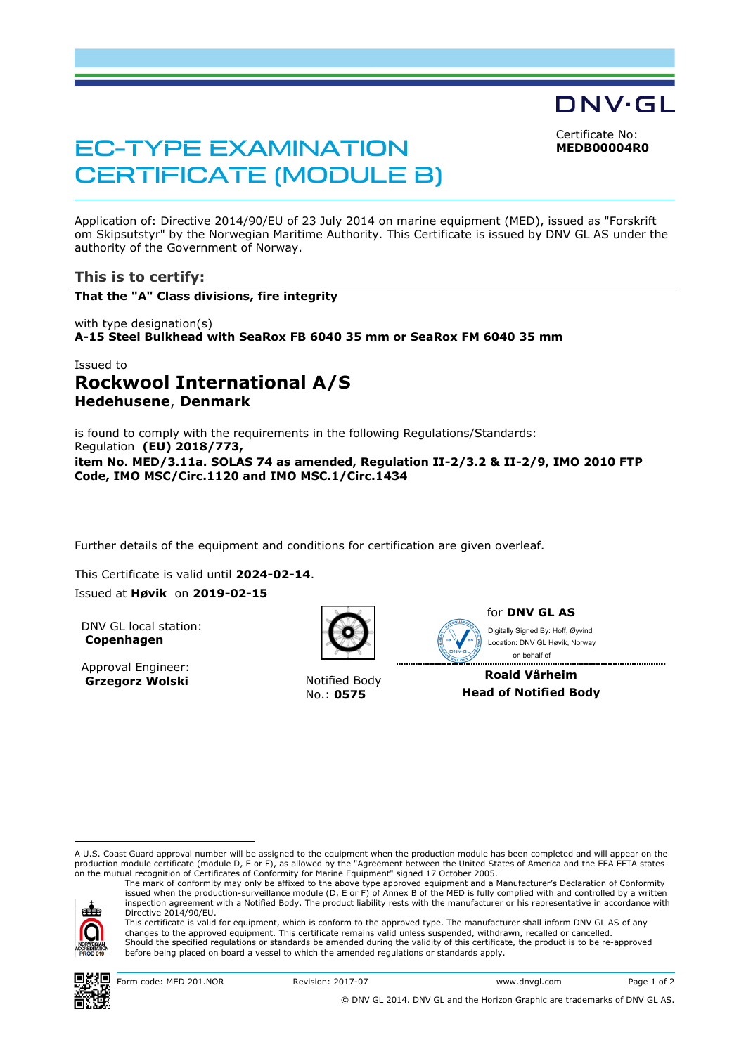DNV·GL

# EC-TYPE EXAMINATION CERTIFICATE (MODULE B)

Certificate No:
**MEDB00004R0**

Application of: Directive 2014/90/EU of 23 July 2014 on marine equipment (MED), issued as "Forskrift om Skipsutstyr" by the Norwegian Maritime Authority. This Certificate is issued by DNV GL AS under the authority of the Government of Norway.

## This is to certify:

**That the "A" Class divisions, fire integrity**

with type designation(s)
**A-15 Steel Bulkhead with SeaRox FB 6040 35 mm or SeaRox FM 6040 35 mm**

Issued to

# Rockwool International A/S

**Hedehusene**, **Denmark**

is found to comply with the requirements in the following Regulations/Standards:
Regulation **(EU) 2018/773,**
**item No. MED/3.11a. SOLAS 74 as amended, Regulation II-2/3.2 & II-2/9, IMO 2010 FTP Code, IMO MSC/Circ.1120 and IMO MSC.1/Circ.1434**

Further details of the equipment and conditions for certification are given overleaf.

This Certificate is valid until **2024-02-14**.

Issued at **Høvik** on **2019-02-15**

DNV GL local station:
**Copenhagen**

Approval Engineer:
**Grzegorz Wolski**

Notified Body No.: **0575**

for **DNV GL AS**

Digitally Signed By: Hoff, Øyvind
Location: DNV GL Høvik, Norway
on behalf of

**Roald Vårheim**
**Head of Notified Body**

---

A U.S. Coast Guard approval number will be assigned to the equipment when the production module has been completed and will appear on the production module certificate (module D, E or F), as allowed by the "Agreement between the United States of America and the EEA EFTA states on the mutual recognition of Certificates of Conformity for Marine Equipment" signed 17 October 2005.

The mark of conformity may only be affixed to the above type approved equipment and a Manufacturer's Declaration of Conformity issued when the production-surveillance module (D, E or F) of Annex B of the MED is fully complied with and controlled by a written inspection agreement with a Notified Body. The product liability rests with the manufacturer or his representative in accordance with Directive 2014/90/EU.

This certificate is valid for equipment, which is conform to the approved type. The manufacturer shall inform DNV GL AS of any changes to the approved equipment. This certificate remains valid unless suspended, withdrawn, recalled or cancelled.

Should the specified regulations or standards be amended during the validity of this certificate, the product is to be re-approved before being placed on board a vessel to which the amended regulations or standards apply.

Form code: MED 201.NOR    Revision: 2017-07    www.dnvgl.com

© DNV GL 2014. DNV GL and the Horizon Graphic are trademarks of DNV GL AS.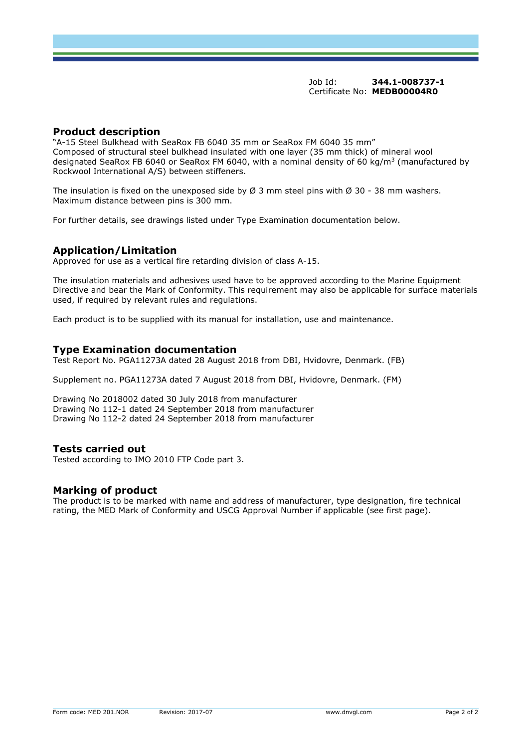Job Id: **344.1-008737-1**
Certificate No: **MEDB00004R0**

## Product description

"A-15 Steel Bulkhead with SeaRox FB 6040 35 mm or SeaRox FM 6040 35 mm"
Composed of structural steel bulkhead insulated with one layer (35 mm thick) of mineral wool designated SeaRox FB 6040 or SeaRox FM 6040, with a nominal density of 60 kg/$m^3$ (manufactured by Rockwool International A/S) between stiffeners.

The insulation is fixed on the unexposed side by Ø 3 mm steel pins with Ø 30 - 38 mm washers. Maximum distance between pins is 300 mm.

For further details, see drawings listed under Type Examination documentation below.

## Application/Limitation

Approved for use as a vertical fire retarding division of class A-15.

The insulation materials and adhesives used have to be approved according to the Marine Equipment Directive and bear the Mark of Conformity. This requirement may also be applicable for surface materials used, if required by relevant rules and regulations.

Each product is to be supplied with its manual for installation, use and maintenance.

## Type Examination documentation

Test Report No. PGA11273A dated 28 August 2018 from DBI, Hvidovre, Denmark. (FB)

Supplement no. PGA11273A dated 7 August 2018 from DBI, Hvidovre, Denmark. (FM)

Drawing No 2018002 dated 30 July 2018 from manufacturer
Drawing No 112-1 dated 24 September 2018 from manufacturer
Drawing No 112-2 dated 24 September 2018 from manufacturer

## Tests carried out

Tested according to IMO 2010 FTP Code part 3.

## Marking of product

The product is to be marked with name and address of manufacturer, type designation, fire technical rating, the MED Mark of Conformity and USCG Approval Number if applicable (see first page).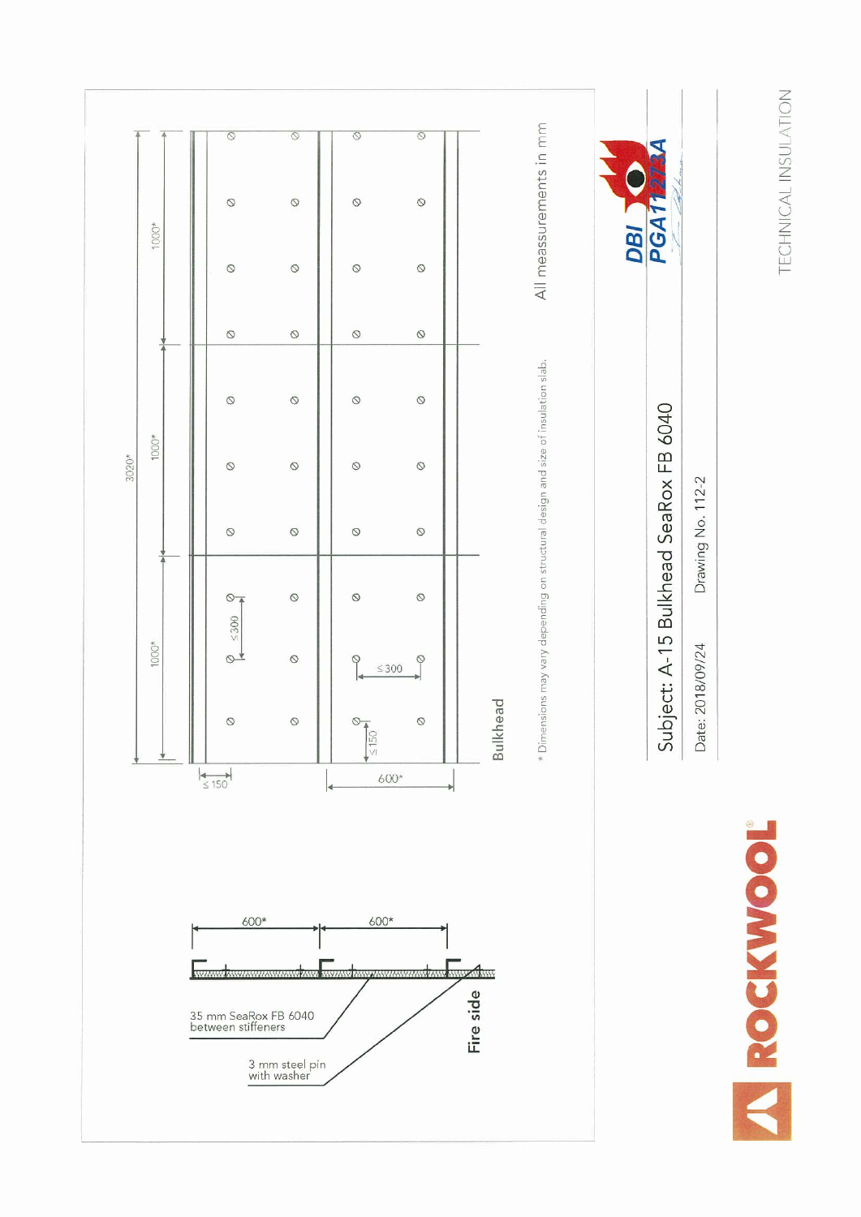# Subject: A-15 Bulkhead SeaRox FB 6040

Date: 2018/09/24

Drawing No. 112-2

3020*

1000*

1000*

1000*

≤ 300

≤ 300

≤ 150

≤ 150

600*

Bulkhead

600*

600*

35 mm SeaRox FB 6040 between stiffeners

3 mm steel pin with washer

Fire side

\* Dimensions may vary depending on structural design and size of insulation slab.

All meassurements in mm

DBI PGA11273A

ROCKWOOL

TECHNICAL INSULATION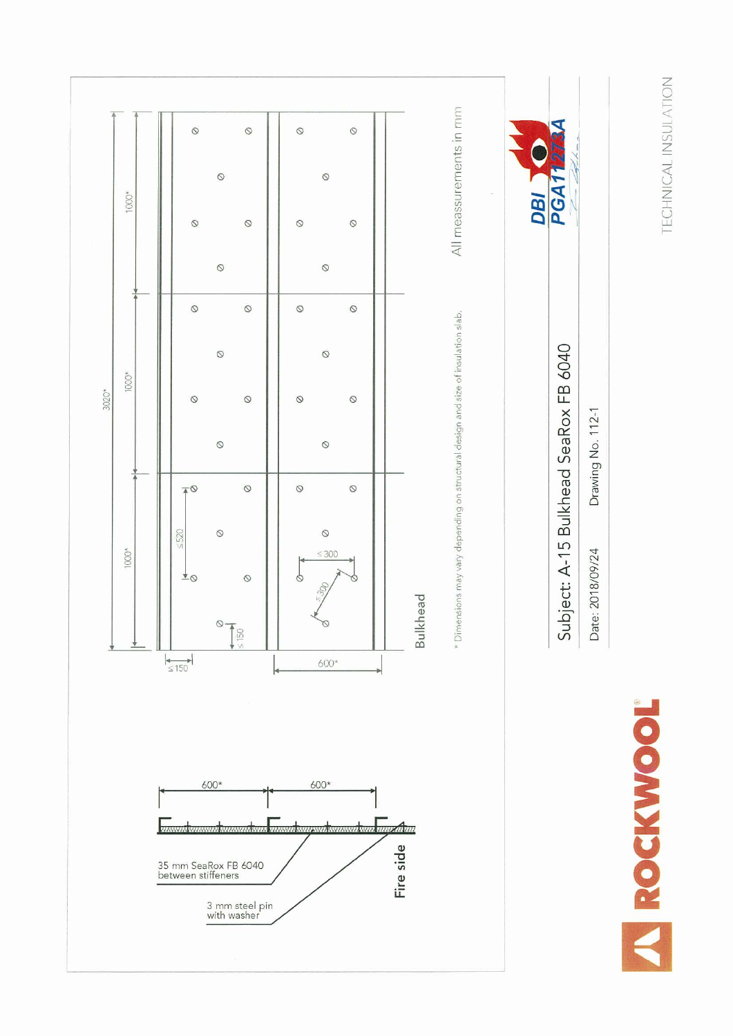3020*

1000*

1000*

1000*

≤520

≤150

≤300

≤300

≤150

600*

Bulkhead

\* Dimensions may vary depending on structural design and size of insulation slab.

All meassurements in mm

600*

600*

35 mm SeaRox FB 6040 between stiffeners

3 mm steel pin with washer

Fire side

DBI

PGA11273A

Subject: A-15 Bulkhead SeaRox FB 6040

Date: 2018/09/24

Drawing No. 112-1

ROCKWOOL

TECHNICAL INSULATION